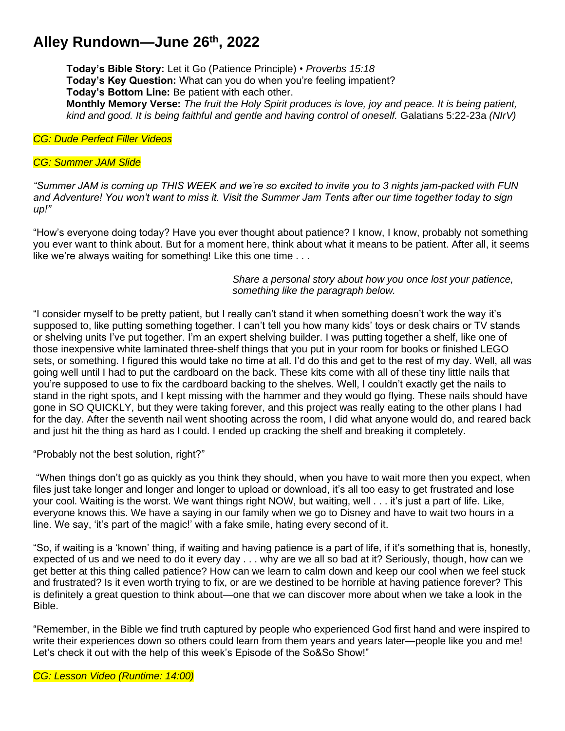# Alley Rundown—June 26th, 2022

**Today's Bible Story:** Let it Go (Patience Principle) • *Proverbs 15:18*
**Today's Key Question:** What can you do when you're feeling impatient?
**Today's Bottom Line:** Be patient with each other.
**Monthly Memory Verse:** *The fruit the Holy Spirit produces is love, joy and peace. It is being patient, kind and good. It is being faithful and gentle and having control of oneself.* Galatians 5:22-23a *(NIrV)*

*CG: Dude Perfect Filler Videos*

*CG: Summer JAM Slide*

*"Summer JAM is coming up THIS WEEK and we're so excited to invite you to 3 nights jam-packed with FUN and Adventure! You won't want to miss it. Visit the Summer Jam Tents after our time together today to sign up!"*

"How's everyone doing today? Have you ever thought about patience? I know, I know, probably not something you ever want to think about. But for a moment here, think about what it means to be patient. After all, it seems like we're always waiting for something! Like this one time . . .

*Share a personal story about how you once lost your patience, something like the paragraph below.*

"I consider myself to be pretty patient, but I really can't stand it when something doesn't work the way it's supposed to, like putting something together. I can't tell you how many kids' toys or desk chairs or TV stands or shelving units I've put together. I'm an expert shelving builder. I was putting together a shelf, like one of those inexpensive white laminated three-shelf things that you put in your room for books or finished LEGO sets, or something. I figured this would take no time at all. I'd do this and get to the rest of my day. Well, all was going well until I had to put the cardboard on the back. These kits come with all of these tiny little nails that you're supposed to use to fix the cardboard backing to the shelves. Well, I couldn't exactly get the nails to stand in the right spots, and I kept missing with the hammer and they would go flying. These nails should have gone in SO QUICKLY, but they were taking forever, and this project was really eating to the other plans I had for the day. After the seventh nail went shooting across the room, I did what anyone would do, and reared back and just hit the thing as hard as I could. I ended up cracking the shelf and breaking it completely.

"Probably not the best solution, right?"

"When things don't go as quickly as you think they should, when you have to wait more then you expect, when files just take longer and longer and longer to upload or download, it's all too easy to get frustrated and lose your cool. Waiting is the worst. We want things right NOW, but waiting, well . . . it's just a part of life. Like, everyone knows this. We have a saying in our family when we go to Disney and have to wait two hours in a line. We say, 'it's part of the magic!' with a fake smile, hating every second of it.

"So, if waiting is a 'known' thing, if waiting and having patience is a part of life, if it's something that is, honestly, expected of us and we need to do it every day . . . why are we all so bad at it? Seriously, though, how can we get better at this thing called patience? How can we learn to calm down and keep our cool when we feel stuck and frustrated? Is it even worth trying to fix, or are we destined to be horrible at having patience forever? This is definitely a great question to think about—one that we can discover more about when we take a look in the Bible.

"Remember, in the Bible we find truth captured by people who experienced God first hand and were inspired to write their experiences down so others could learn from them years and years later—people like you and me! Let's check it out with the help of this week's Episode of the So&So Show!"

*CG: Lesson Video (Runtime: 14:00)*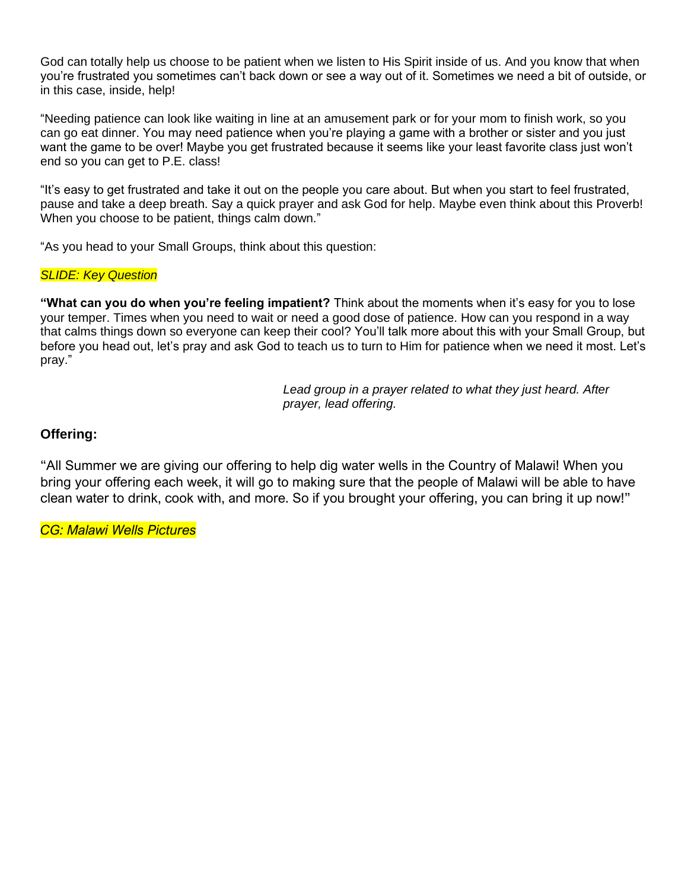God can totally help us choose to be patient when we listen to His Spirit inside of us. And you know that when you're frustrated you sometimes can't back down or see a way out of it. Sometimes we need a bit of outside, or in this case, inside, help!

"Needing patience can look like waiting in line at an amusement park or for your mom to finish work, so you can go eat dinner. You may need patience when you're playing a game with a brother or sister and you just want the game to be over! Maybe you get frustrated because it seems like your least favorite class just won't end so you can get to P.E. class!

"It's easy to get frustrated and take it out on the people you care about. But when you start to feel frustrated, pause and take a deep breath. Say a quick prayer and ask God for help. Maybe even think about this Proverb! When you choose to be patient, things calm down."

"As you head to your Small Groups, think about this question:

*SLIDE: Key Question*

**"What can you do when you're feeling impatient?** Think about the moments when it's easy for you to lose your temper. Times when you need to wait or need a good dose of patience. How can you respond in a way that calms things down so everyone can keep their cool? You'll talk more about this with your Small Group, but before you head out, let's pray and ask God to teach us to turn to Him for patience when we need it most. Let's pray."

*Lead group in a prayer related to what they just heard. After prayer, lead offering.*

### Offering:

"All Summer we are giving our offering to help dig water wells in the Country of Malawi! When you bring your offering each week, it will go to making sure that the people of Malawi will be able to have clean water to drink, cook with, and more. So if you brought your offering, you can bring it up now!"

*CG: Malawi Wells Pictures*